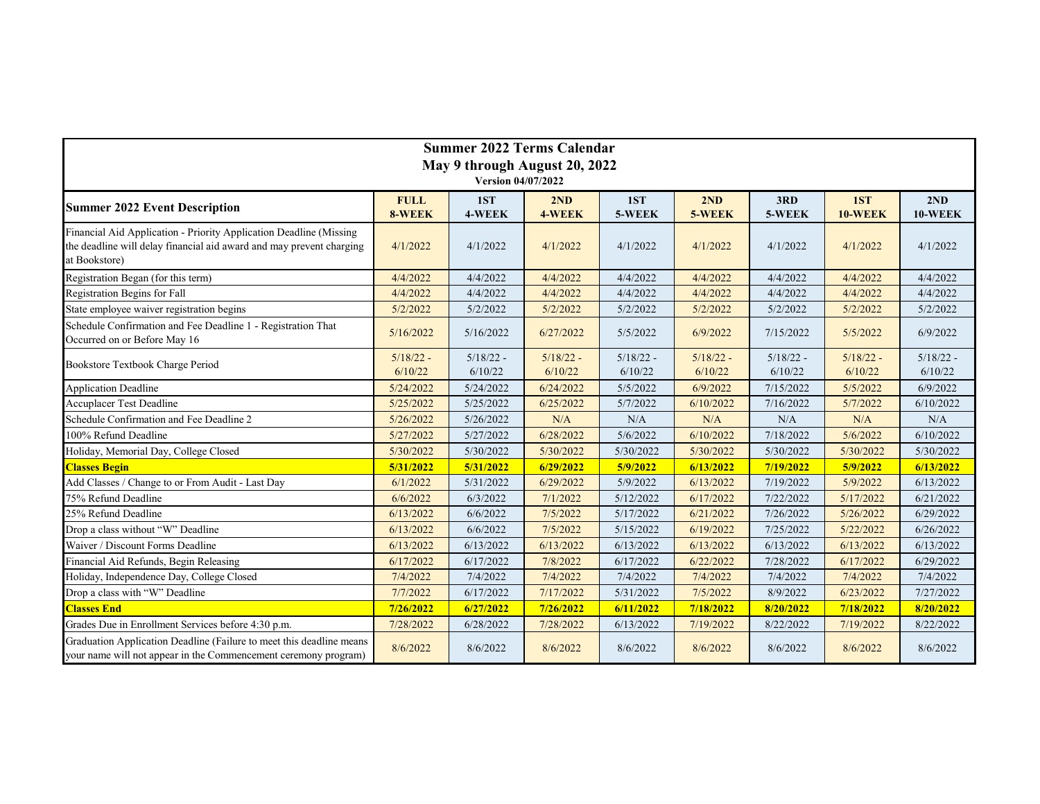# Summer 2022 Terms Calendar

## May 9 through August 20, 2022

**Version 04/07/2022**

| Summer 2022 Event Description | FULL 8-WEEK | 1ST 4-WEEK | 2ND 4-WEEK | 1ST 5-WEEK | 2ND 5-WEEK | 3RD 5-WEEK | 1ST 10-WEEK | 2ND 10-WEEK |
|---|---|---|---|---|---|---|---|---|
| Financial Aid Application - Priority Application Deadline (Missing the deadline will delay financial aid award and may prevent charging at Bookstore) | 4/1/2022 | 4/1/2022 | 4/1/2022 | 4/1/2022 | 4/1/2022 | 4/1/2022 | 4/1/2022 | 4/1/2022 |
| Registration Began (for this term) | 4/4/2022 | 4/4/2022 | 4/4/2022 | 4/4/2022 | 4/4/2022 | 4/4/2022 | 4/4/2022 | 4/4/2022 |
| Registration Begins for Fall | 4/4/2022 | 4/4/2022 | 4/4/2022 | 4/4/2022 | 4/4/2022 | 4/4/2022 | 4/4/2022 | 4/4/2022 |
| State employee waiver registration begins | 5/2/2022 | 5/2/2022 | 5/2/2022 | 5/2/2022 | 5/2/2022 | 5/2/2022 | 5/2/2022 | 5/2/2022 |
| Schedule Confirmation and Fee Deadline 1 - Registration That Occurred on or Before May 16 | 5/16/2022 | 5/16/2022 | 6/27/2022 | 5/5/2022 | 6/9/2022 | 7/15/2022 | 5/5/2022 | 6/9/2022 |
| Bookstore Textbook Charge Period | 5/18/22 - 6/10/22 | 5/18/22 - 6/10/22 | 5/18/22 - 6/10/22 | 5/18/22 - 6/10/22 | 5/18/22 - 6/10/22 | 5/18/22 - 6/10/22 | 5/18/22 - 6/10/22 | 5/18/22 - 6/10/22 |
| Application Deadline | 5/24/2022 | 5/24/2022 | 6/24/2022 | 5/5/2022 | 6/9/2022 | 7/15/2022 | 5/5/2022 | 6/9/2022 |
| Accuplacer Test Deadline | 5/25/2022 | 5/25/2022 | 6/25/2022 | 5/7/2022 | 6/10/2022 | 7/16/2022 | 5/7/2022 | 6/10/2022 |
| Schedule Confirmation and Fee Deadline 2 | 5/26/2022 | 5/26/2022 | N/A | N/A | N/A | N/A | N/A | N/A |
| 100% Refund Deadline | 5/27/2022 | 5/27/2022 | 6/28/2022 | 5/6/2022 | 6/10/2022 | 7/18/2022 | 5/6/2022 | 6/10/2022 |
| Holiday, Memorial Day, College Closed | 5/30/2022 | 5/30/2022 | 5/30/2022 | 5/30/2022 | 5/30/2022 | 5/30/2022 | 5/30/2022 | 5/30/2022 |
| **Classes Begin** | **5/31/2022** | **5/31/2022** | **6/29/2022** | **5/9/2022** | **6/13/2022** | **7/19/2022** | **5/9/2022** | **6/13/2022** |
| Add Classes / Change to or From Audit - Last Day | 6/1/2022 | 5/31/2022 | 6/29/2022 | 5/9/2022 | 6/13/2022 | 7/19/2022 | 5/9/2022 | 6/13/2022 |
| 75% Refund Deadline | 6/6/2022 | 6/3/2022 | 7/1/2022 | 5/12/2022 | 6/17/2022 | 7/22/2022 | 5/17/2022 | 6/21/2022 |
| 25% Refund Deadline | 6/13/2022 | 6/6/2022 | 7/5/2022 | 5/17/2022 | 6/21/2022 | 7/26/2022 | 5/26/2022 | 6/29/2022 |
| Drop a class without "W" Deadline | 6/13/2022 | 6/6/2022 | 7/5/2022 | 5/15/2022 | 6/19/2022 | 7/25/2022 | 5/22/2022 | 6/26/2022 |
| Waiver / Discount Forms Deadline | 6/13/2022 | 6/13/2022 | 6/13/2022 | 6/13/2022 | 6/13/2022 | 6/13/2022 | 6/13/2022 | 6/13/2022 |
| Financial Aid Refunds, Begin Releasing | 6/17/2022 | 6/17/2022 | 7/8/2022 | 6/17/2022 | 6/22/2022 | 7/28/2022 | 6/17/2022 | 6/29/2022 |
| Holiday, Independence Day, College Closed | 7/4/2022 | 7/4/2022 | 7/4/2022 | 7/4/2022 | 7/4/2022 | 7/4/2022 | 7/4/2022 | 7/4/2022 |
| Drop a class with "W" Deadline | 7/7/2022 | 6/17/2022 | 7/17/2022 | 5/31/2022 | 7/5/2022 | 8/9/2022 | 6/23/2022 | 7/27/2022 |
| **Classes End** | **7/26/2022** | **6/27/2022** | **7/26/2022** | **6/11/2022** | **7/18/2022** | **8/20/2022** | **7/18/2022** | **8/20/2022** |
| Grades Due in Enrollment Services before 4:30 p.m. | 7/28/2022 | 6/28/2022 | 7/28/2022 | 6/13/2022 | 7/19/2022 | 8/22/2022 | 7/19/2022 | 8/22/2022 |
| Graduation Application Deadline (Failure to meet this deadline means your name will not appear in the Commencement ceremony program) | 8/6/2022 | 8/6/2022 | 8/6/2022 | 8/6/2022 | 8/6/2022 | 8/6/2022 | 8/6/2022 | 8/6/2022 |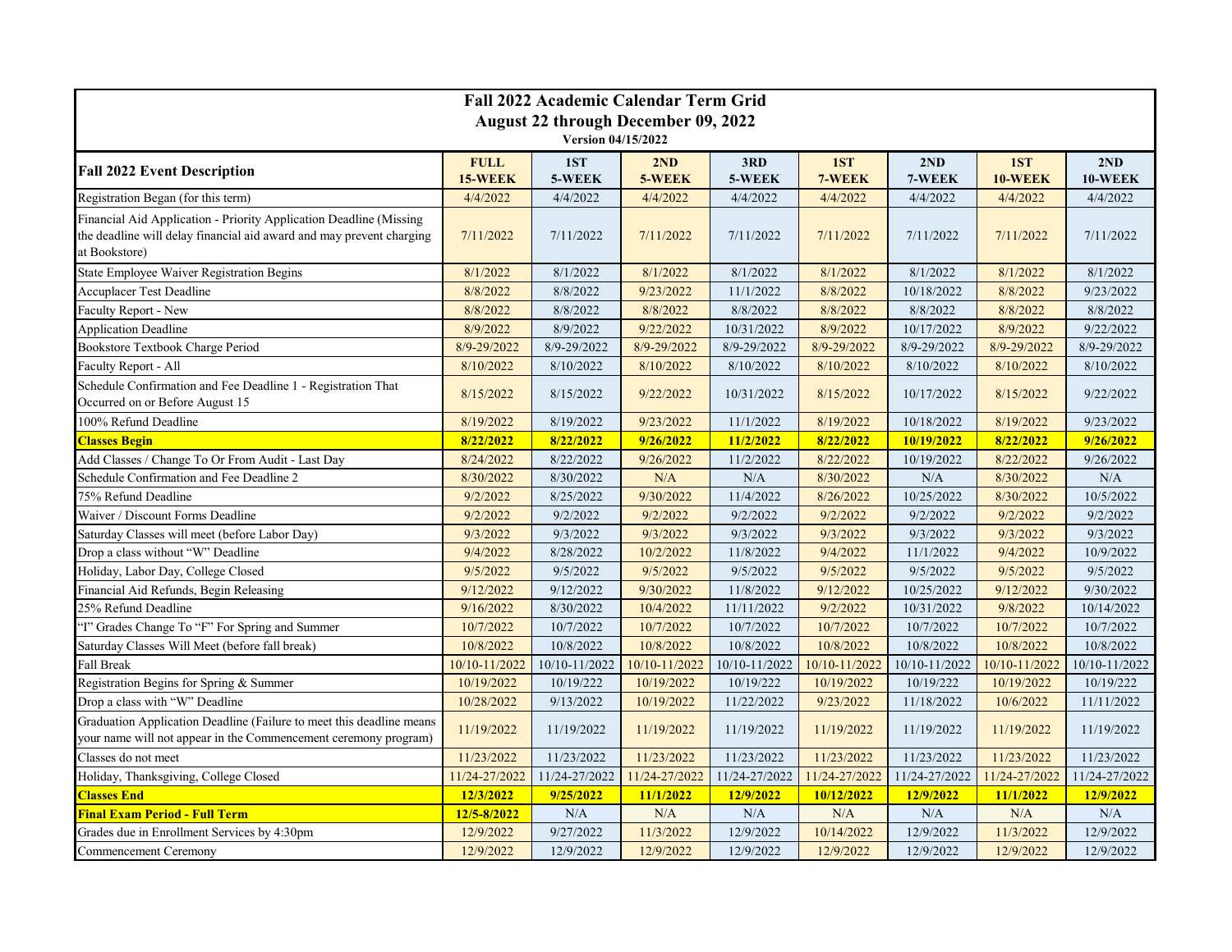# Fall 2022 Academic Calendar Term Grid

## August 22 through December 09, 2022

Version 04/15/2022

| Fall 2022 Event Description | FULL 15-WEEK | 1ST 5-WEEK | 2ND 5-WEEK | 3RD 5-WEEK | 1ST 7-WEEK | 2ND 7-WEEK | 1ST 10-WEEK | 2ND 10-WEEK |
|---|---|---|---|---|---|---|---|---|
| Registration Began (for this term) | 4/4/2022 | 4/4/2022 | 4/4/2022 | 4/4/2022 | 4/4/2022 | 4/4/2022 | 4/4/2022 | 4/4/2022 |
| Financial Aid Application - Priority Application Deadline (Missing the deadline will delay financial aid award and may prevent charging at Bookstore) | 7/11/2022 | 7/11/2022 | 7/11/2022 | 7/11/2022 | 7/11/2022 | 7/11/2022 | 7/11/2022 | 7/11/2022 |
| State Employee Waiver Registration Begins | 8/1/2022 | 8/1/2022 | 8/1/2022 | 8/1/2022 | 8/1/2022 | 8/1/2022 | 8/1/2022 | 8/1/2022 |
| Accuplacer Test Deadline | 8/8/2022 | 8/8/2022 | 9/23/2022 | 11/1/2022 | 8/8/2022 | 10/18/2022 | 8/8/2022 | 9/23/2022 |
| Faculty Report - New | 8/8/2022 | 8/8/2022 | 8/8/2022 | 8/8/2022 | 8/8/2022 | 8/8/2022 | 8/8/2022 | 8/8/2022 |
| Application Deadline | 8/9/2022 | 8/9/2022 | 9/22/2022 | 10/31/2022 | 8/9/2022 | 10/17/2022 | 8/9/2022 | 9/22/2022 |
| Bookstore Textbook Charge Period | 8/9-29/2022 | 8/9-29/2022 | 8/9-29/2022 | 8/9-29/2022 | 8/9-29/2022 | 8/9-29/2022 | 8/9-29/2022 | 8/9-29/2022 |
| Faculty Report - All | 8/10/2022 | 8/10/2022 | 8/10/2022 | 8/10/2022 | 8/10/2022 | 8/10/2022 | 8/10/2022 | 8/10/2022 |
| Schedule Confirmation and Fee Deadline 1 - Registration That Occurred on or Before August 15 | 8/15/2022 | 8/15/2022 | 9/22/2022 | 10/31/2022 | 8/15/2022 | 10/17/2022 | 8/15/2022 | 9/22/2022 |
| 100% Refund Deadline | 8/19/2022 | 8/19/2022 | 9/23/2022 | 11/1/2022 | 8/19/2022 | 10/18/2022 | 8/19/2022 | 9/23/2022 |
| **Classes Begin** | **8/22/2022** | **8/22/2022** | **9/26/2022** | **11/2/2022** | **8/22/2022** | **10/19/2022** | **8/22/2022** | **9/26/2022** |
| Add Classes / Change To Or From Audit - Last Day | 8/24/2022 | 8/22/2022 | 9/26/2022 | 11/2/2022 | 8/22/2022 | 10/19/2022 | 8/22/2022 | 9/26/2022 |
| Schedule Confirmation and Fee Deadline 2 | 8/30/2022 | 8/30/2022 | N/A | N/A | 8/30/2022 | N/A | 8/30/2022 | N/A |
| 75% Refund Deadline | 9/2/2022 | 8/25/2022 | 9/30/2022 | 11/4/2022 | 8/26/2022 | 10/25/2022 | 8/30/2022 | 10/5/2022 |
| Waiver / Discount Forms Deadline | 9/2/2022 | 9/2/2022 | 9/2/2022 | 9/2/2022 | 9/2/2022 | 9/2/2022 | 9/2/2022 | 9/2/2022 |
| Saturday Classes will meet (before Labor Day) | 9/3/2022 | 9/3/2022 | 9/3/2022 | 9/3/2022 | 9/3/2022 | 9/3/2022 | 9/3/2022 | 9/3/2022 |
| Drop a class without "W" Deadline | 9/4/2022 | 8/28/2022 | 10/2/2022 | 11/8/2022 | 9/4/2022 | 11/1/2022 | 9/4/2022 | 10/9/2022 |
| Holiday, Labor Day, College Closed | 9/5/2022 | 9/5/2022 | 9/5/2022 | 9/5/2022 | 9/5/2022 | 9/5/2022 | 9/5/2022 | 9/5/2022 |
| Financial Aid Refunds, Begin Releasing | 9/12/2022 | 9/12/2022 | 9/30/2022 | 11/8/2022 | 9/12/2022 | 10/25/2022 | 9/12/2022 | 9/30/2022 |
| 25% Refund Deadline | 9/16/2022 | 8/30/2022 | 10/4/2022 | 11/11/2022 | 9/2/2022 | 10/31/2022 | 9/8/2022 | 10/14/2022 |
| "I" Grades Change To "F" For Spring and Summer | 10/7/2022 | 10/7/2022 | 10/7/2022 | 10/7/2022 | 10/7/2022 | 10/7/2022 | 10/7/2022 | 10/7/2022 |
| Saturday Classes Will Meet (before fall break) | 10/8/2022 | 10/8/2022 | 10/8/2022 | 10/8/2022 | 10/8/2022 | 10/8/2022 | 10/8/2022 | 10/8/2022 |
| Fall Break | 10/10-11/2022 | 10/10-11/2022 | 10/10-11/2022 | 10/10-11/2022 | 10/10-11/2022 | 10/10-11/2022 | 10/10-11/2022 | 10/10-11/2022 |
| Registration Begins for Spring & Summer | 10/19/2022 | 10/19/222 | 10/19/2022 | 10/19/222 | 10/19/2022 | 10/19/222 | 10/19/2022 | 10/19/222 |
| Drop a class with "W" Deadline | 10/28/2022 | 9/13/2022 | 10/19/2022 | 11/22/2022 | 9/23/2022 | 11/18/2022 | 10/6/2022 | 11/11/2022 |
| Graduation Application Deadline (Failure to meet this deadline means your name will not appear in the Commencement ceremony program) | 11/19/2022 | 11/19/2022 | 11/19/2022 | 11/19/2022 | 11/19/2022 | 11/19/2022 | 11/19/2022 | 11/19/2022 |
| Classes do not meet | 11/23/2022 | 11/23/2022 | 11/23/2022 | 11/23/2022 | 11/23/2022 | 11/23/2022 | 11/23/2022 | 11/23/2022 |
| Holiday, Thanksgiving, College Closed | 11/24-27/2022 | 11/24-27/2022 | 11/24-27/2022 | 11/24-27/2022 | 11/24-27/2022 | 11/24-27/2022 | 11/24-27/2022 | 11/24-27/2022 |
| **Classes End** | **12/3/2022** | **9/25/2022** | **11/1/2022** | **12/9/2022** | **10/12/2022** | **12/9/2022** | **11/1/2022** | **12/9/2022** |
| **Final Exam Period - Full Term** | **12/5-8/2022** | N/A | N/A | N/A | N/A | N/A | N/A | N/A |
| Grades due in Enrollment Services by 4:30pm | 12/9/2022 | 9/27/2022 | 11/3/2022 | 12/9/2022 | 10/14/2022 | 12/9/2022 | 11/3/2022 | 12/9/2022 |
| Commencement Ceremony | 12/9/2022 | 12/9/2022 | 12/9/2022 | 12/9/2022 | 12/9/2022 | 12/9/2022 | 12/9/2022 | 12/9/2022 |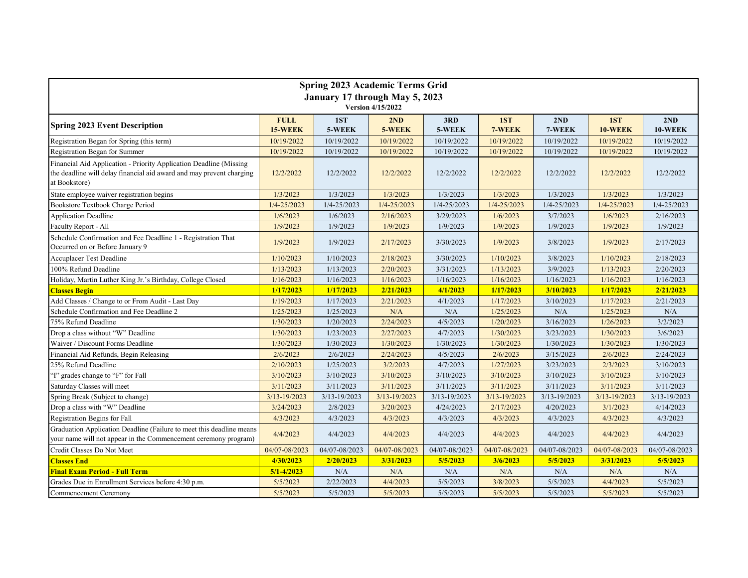# Spring 2023 Academic Terms Grid

## January 17 through May 5, 2023

**Version 4/15/2022**

| Spring 2023 Event Description | FULL 15-WEEK | 1ST 5-WEEK | 2ND 5-WEEK | 3RD 5-WEEK | 1ST 7-WEEK | 2ND 7-WEEK | 1ST 10-WEEK | 2ND 10-WEEK |
|---|---|---|---|---|---|---|---|---|
| Registration Began for Spring (this term) | 10/19/2022 | 10/19/2022 | 10/19/2022 | 10/19/2022 | 10/19/2022 | 10/19/2022 | 10/19/2022 | 10/19/2022 |
| Registration Began for Summer | 10/19/2022 | 10/19/2022 | 10/19/2022 | 10/19/2022 | 10/19/2022 | 10/19/2022 | 10/19/2022 | 10/19/2022 |
| Financial Aid Application - Priority Application Deadline (Missing the deadline will delay financial aid award and may prevent charging at Bookstore) | 12/2/2022 | 12/2/2022 | 12/2/2022 | 12/2/2022 | 12/2/2022 | 12/2/2022 | 12/2/2022 | 12/2/2022 |
| State employee waiver registration begins | 1/3/2023 | 1/3/2023 | 1/3/2023 | 1/3/2023 | 1/3/2023 | 1/3/2023 | 1/3/2023 | 1/3/2023 |
| Bookstore Textbook Charge Period | 1/4-25/2023 | 1/4-25/2023 | 1/4-25/2023 | 1/4-25/2023 | 1/4-25/2023 | 1/4-25/2023 | 1/4-25/2023 | 1/4-25/2023 |
| Application Deadline | 1/6/2023 | 1/6/2023 | 2/16/2023 | 3/29/2023 | 1/6/2023 | 3/7/2023 | 1/6/2023 | 2/16/2023 |
| Faculty Report - All | 1/9/2023 | 1/9/2023 | 1/9/2023 | 1/9/2023 | 1/9/2023 | 1/9/2023 | 1/9/2023 | 1/9/2023 |
| Schedule Confirmation and Fee Deadline 1 - Registration That Occurred on or Before January 9 | 1/9/2023 | 1/9/2023 | 2/17/2023 | 3/30/2023 | 1/9/2023 | 3/8/2023 | 1/9/2023 | 2/17/2023 |
| Accuplacer Test Deadline | 1/10/2023 | 1/10/2023 | 2/18/2023 | 3/30/2023 | 1/10/2023 | 3/8/2023 | 1/10/2023 | 2/18/2023 |
| 100% Refund Deadline | 1/13/2023 | 1/13/2023 | 2/20/2023 | 3/31/2023 | 1/13/2023 | 3/9/2023 | 1/13/2023 | 2/20/2023 |
| Holiday, Martin Luther King Jr.'s Birthday, College Closed | 1/16/2023 | 1/16/2023 | 1/16/2023 | 1/16/2023 | 1/16/2023 | 1/16/2023 | 1/16/2023 | 1/16/2023 |
| **Classes Begin** | **1/17/2023** | **1/17/2023** | **2/21/2023** | **4/1/2023** | **1/17/2023** | **3/10/2023** | **1/17/2023** | **2/21/2023** |
| Add Classes / Change to or From Audit - Last Day | 1/19/2023 | 1/17/2023 | 2/21/2023 | 4/1/2023 | 1/17/2023 | 3/10/2023 | 1/17/2023 | 2/21/2023 |
| Schedule Confirmation and Fee Deadline 2 | 1/25/2023 | 1/25/2023 | N/A | N/A | 1/25/2023 | N/A | 1/25/2023 | N/A |
| 75% Refund Deadline | 1/30/2023 | 1/20/2023 | 2/24/2023 | 4/5/2023 | 1/20/2023 | 3/16/2023 | 1/26/2023 | 3/2/2023 |
| Drop a class without "W" Deadline | 1/30/2023 | 1/23/2023 | 2/27/2023 | 4/7/2023 | 1/30/2023 | 3/23/2023 | 1/30/2023 | 3/6/2023 |
| Waiver / Discount Forms Deadline | 1/30/2023 | 1/30/2023 | 1/30/2023 | 1/30/2023 | 1/30/2023 | 1/30/2023 | 1/30/2023 | 1/30/2023 |
| Financial Aid Refunds, Begin Releasing | 2/6/2023 | 2/6/2023 | 2/24/2023 | 4/5/2023 | 2/6/2023 | 3/15/2023 | 2/6/2023 | 2/24/2023 |
| 25% Refund Deadline | 2/10/2023 | 1/25/2023 | 3/2/2023 | 4/7/2023 | 1/27/2023 | 3/23/2023 | 2/3/2023 | 3/10/2023 |
| "I" grades change to "F" for Fall | 3/10/2023 | 3/10/2023 | 3/10/2023 | 3/10/2023 | 3/10/2023 | 3/10/2023 | 3/10/2023 | 3/10/2023 |
| Saturday Classes will meet | 3/11/2023 | 3/11/2023 | 3/11/2023 | 3/11/2023 | 3/11/2023 | 3/11/2023 | 3/11/2023 | 3/11/2023 |
| Spring Break (Subject to change) | 3/13-19/2023 | 3/13-19/2023 | 3/13-19/2023 | 3/13-19/2023 | 3/13-19/2023 | 3/13-19/2023 | 3/13-19/2023 | 3/13-19/2023 |
| Drop a class with "W" Deadline | 3/24/2023 | 2/8/2023 | 3/20/2023 | 4/24/2023 | 2/17/2023 | 4/20/2023 | 3/1/2023 | 4/14/2023 |
| Registration Begins for Fall | 4/3/2023 | 4/3/2023 | 4/3/2023 | 4/3/2023 | 4/3/2023 | 4/3/2023 | 4/3/2023 | 4/3/2023 |
| Graduation Application Deadline (Failure to meet this deadline means your name will not appear in the Commencement ceremony program) | 4/4/2023 | 4/4/2023 | 4/4/2023 | 4/4/2023 | 4/4/2023 | 4/4/2023 | 4/4/2023 | 4/4/2023 |
| Credit Classes Do Not Meet | 04/07-08/2023 | 04/07-08/2023 | 04/07-08/2023 | 04/07-08/2023 | 04/07-08/2023 | 04/07-08/2023 | 04/07-08/2023 | 04/07-08/2023 |
| **Classes End** | **4/30/2023** | **2/20/2023** | **3/31/2023** | **5/5/2023** | **3/6/2023** | **5/5/2023** | **3/31/2023** | **5/5/2023** |
| **Final Exam Period - Full Term** | **5/1-4/2023** | N/A | N/A | N/A | N/A | N/A | N/A | N/A |
| Grades Due in Enrollment Services before 4:30 p.m. | 5/5/2023 | 2/22/2023 | 4/4/2023 | 5/5/2023 | 3/8/2023 | 5/5/2023 | 4/4/2023 | 5/5/2023 |
| Commencement Ceremony | 5/5/2023 | 5/5/2023 | 5/5/2023 | 5/5/2023 | 5/5/2023 | 5/5/2023 | 5/5/2023 | 5/5/2023 |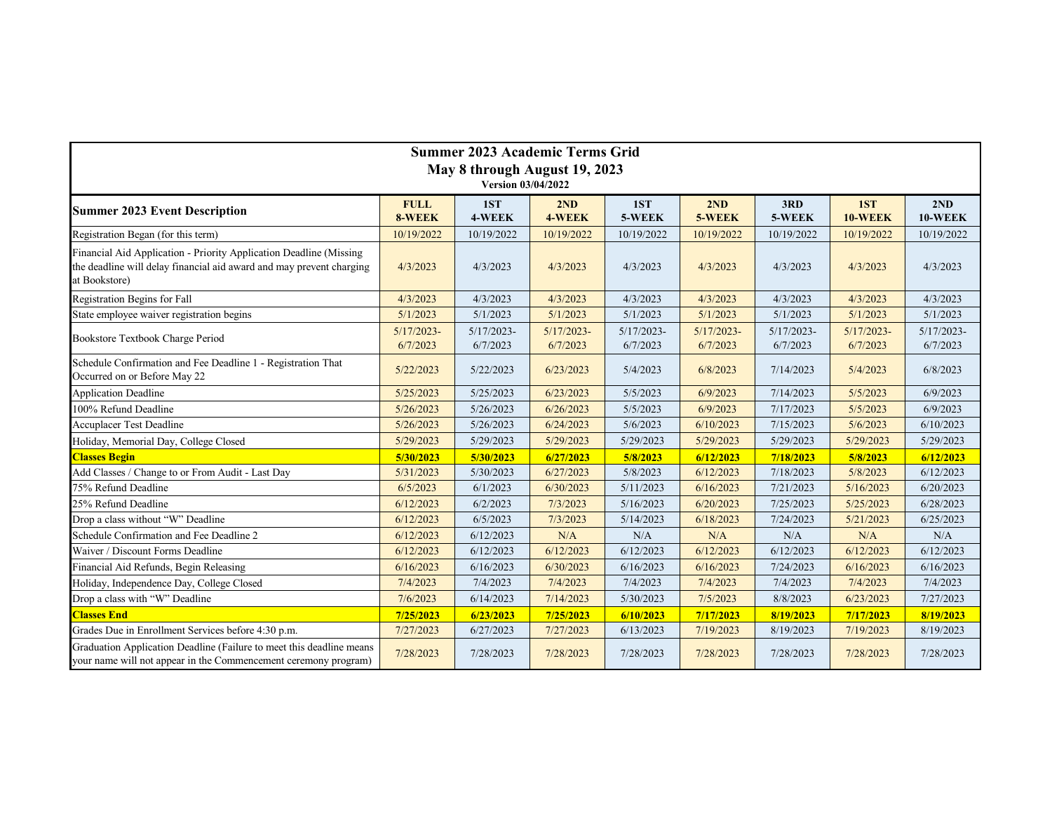# Summer 2023 Academic Terms Grid

## May 8 through August 19, 2023

**Version 03/04/2022**

| **Summer 2023 Event Description** | **FULL 8-WEEK** | **1ST 4-WEEK** | **2ND 4-WEEK** | **1ST 5-WEEK** | **2ND 5-WEEK** | **3RD 5-WEEK** | **1ST 10-WEEK** | **2ND 10-WEEK** |
|---|---|---|---|---|---|---|---|---|
| Registration Began (for this term) | 10/19/2022 | 10/19/2022 | 10/19/2022 | 10/19/2022 | 10/19/2022 | 10/19/2022 | 10/19/2022 | 10/19/2022 |
| Financial Aid Application - Priority Application Deadline (Missing the deadline will delay financial aid award and may prevent charging at Bookstore) | 4/3/2023 | 4/3/2023 | 4/3/2023 | 4/3/2023 | 4/3/2023 | 4/3/2023 | 4/3/2023 | 4/3/2023 |
| Registration Begins for Fall | 4/3/2023 | 4/3/2023 | 4/3/2023 | 4/3/2023 | 4/3/2023 | 4/3/2023 | 4/3/2023 | 4/3/2023 |
| State employee waiver registration begins | 5/1/2023 | 5/1/2023 | 5/1/2023 | 5/1/2023 | 5/1/2023 | 5/1/2023 | 5/1/2023 | 5/1/2023 |
| Bookstore Textbook Charge Period | 5/17/2023-6/7/2023 | 5/17/2023-6/7/2023 | 5/17/2023-6/7/2023 | 5/17/2023-6/7/2023 | 5/17/2023-6/7/2023 | 5/17/2023-6/7/2023 | 5/17/2023-6/7/2023 | 5/17/2023-6/7/2023 |
| Schedule Confirmation and Fee Deadline 1 - Registration That Occurred on or Before May 22 | 5/22/2023 | 5/22/2023 | 6/23/2023 | 5/4/2023 | 6/8/2023 | 7/14/2023 | 5/4/2023 | 6/8/2023 |
| Application Deadline | 5/25/2023 | 5/25/2023 | 6/23/2023 | 5/5/2023 | 6/9/2023 | 7/14/2023 | 5/5/2023 | 6/9/2023 |
| 100% Refund Deadline | 5/26/2023 | 5/26/2023 | 6/26/2023 | 5/5/2023 | 6/9/2023 | 7/17/2023 | 5/5/2023 | 6/9/2023 |
| Accuplacer Test Deadline | 5/26/2023 | 5/26/2023 | 6/24/2023 | 5/6/2023 | 6/10/2023 | 7/15/2023 | 5/6/2023 | 6/10/2023 |
| Holiday, Memorial Day, College Closed | 5/29/2023 | 5/29/2023 | 5/29/2023 | 5/29/2023 | 5/29/2023 | 5/29/2023 | 5/29/2023 | 5/29/2023 |
| **Classes Begin** | **5/30/2023** | **5/30/2023** | **6/27/2023** | **5/8/2023** | **6/12/2023** | **7/18/2023** | **5/8/2023** | **6/12/2023** |
| Add Classes / Change to or From Audit - Last Day | 5/31/2023 | 5/30/2023 | 6/27/2023 | 5/8/2023 | 6/12/2023 | 7/18/2023 | 5/8/2023 | 6/12/2023 |
| 75% Refund Deadline | 6/5/2023 | 6/1/2023 | 6/30/2023 | 5/11/2023 | 6/16/2023 | 7/21/2023 | 5/16/2023 | 6/20/2023 |
| 25% Refund Deadline | 6/12/2023 | 6/2/2023 | 7/3/2023 | 5/16/2023 | 6/20/2023 | 7/25/2023 | 5/25/2023 | 6/28/2023 |
| Drop a class without "W" Deadline | 6/12/2023 | 6/5/2023 | 7/3/2023 | 5/14/2023 | 6/18/2023 | 7/24/2023 | 5/21/2023 | 6/25/2023 |
| Schedule Confirmation and Fee Deadline 2 | 6/12/2023 | 6/12/2023 | N/A | N/A | N/A | N/A | N/A | N/A |
| Waiver / Discount Forms Deadline | 6/12/2023 | 6/12/2023 | 6/12/2023 | 6/12/2023 | 6/12/2023 | 6/12/2023 | 6/12/2023 | 6/12/2023 |
| Financial Aid Refunds, Begin Releasing | 6/16/2023 | 6/16/2023 | 6/30/2023 | 6/16/2023 | 6/16/2023 | 7/24/2023 | 6/16/2023 | 6/16/2023 |
| Holiday, Independence Day, College Closed | 7/4/2023 | 7/4/2023 | 7/4/2023 | 7/4/2023 | 7/4/2023 | 7/4/2023 | 7/4/2023 | 7/4/2023 |
| Drop a class with "W" Deadline | 7/6/2023 | 6/14/2023 | 7/14/2023 | 5/30/2023 | 7/5/2023 | 8/8/2023 | 6/23/2023 | 7/27/2023 |
| **Classes End** | **7/25/2023** | **6/23/2023** | **7/25/2023** | **6/10/2023** | **7/17/2023** | **8/19/2023** | **7/17/2023** | **8/19/2023** |
| Grades Due in Enrollment Services before 4:30 p.m. | 7/27/2023 | 6/27/2023 | 7/27/2023 | 6/13/2023 | 7/19/2023 | 8/19/2023 | 7/19/2023 | 8/19/2023 |
| Graduation Application Deadline (Failure to meet this deadline means your name will not appear in the Commencement ceremony program) | 7/28/2023 | 7/28/2023 | 7/28/2023 | 7/28/2023 | 7/28/2023 | 7/28/2023 | 7/28/2023 | 7/28/2023 |